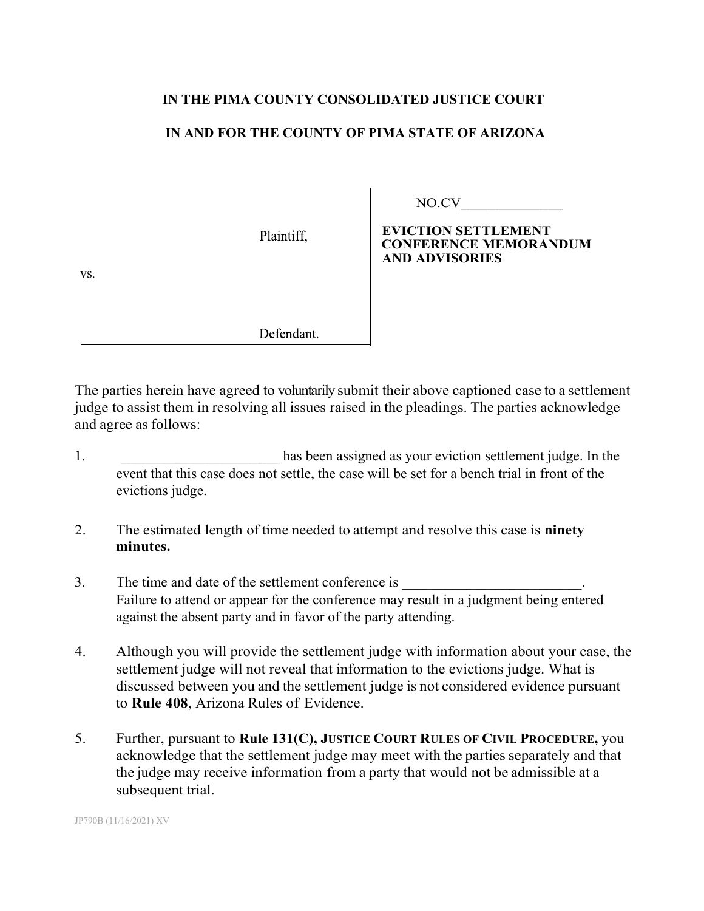**IN THE PIMA COUNTY CONSOLIDATED JUSTICE COURT**

**IN AND FOR THE COUNTY OF PIMA STATE OF ARIZONA**

| | |
|---|---|
| Plaintiff, | NO.CV______________ |
| vs. | **EVICTION SETTLEMENT CONFERENCE MEMORANDUM AND ADVISORIES** |
| Defendant. | |

The parties herein have agreed to voluntarily submit their above captioned case to a settlement judge to assist them in resolving all issues raised in the pleadings. The parties acknowledge and agree as follows:

1. ______________________ has been assigned as your eviction settlement judge. In the event that this case does not settle, the case will be set for a bench trial in front of the evictions judge.

2. The estimated length of time needed to attempt and resolve this case is **ninety minutes.**

3. The time and date of the settlement conference is _________________________. Failure to attend or appear for the conference may result in a judgment being entered against the absent party and in favor of the party attending.

4. Although you will provide the settlement judge with information about your case, the settlement judge will not reveal that information to the evictions judge. What is discussed between you and the settlement judge is not considered evidence pursuant to **Rule 408**, Arizona Rules of Evidence.

5. Further, pursuant to **Rule 131(C), JUSTICE COURT RULES OF CIVIL PROCEDURE,** you acknowledge that the settlement judge may meet with the parties separately and that the judge may receive information from a party that would not be admissible at a subsequent trial.

JP790B (11/16/2021) XV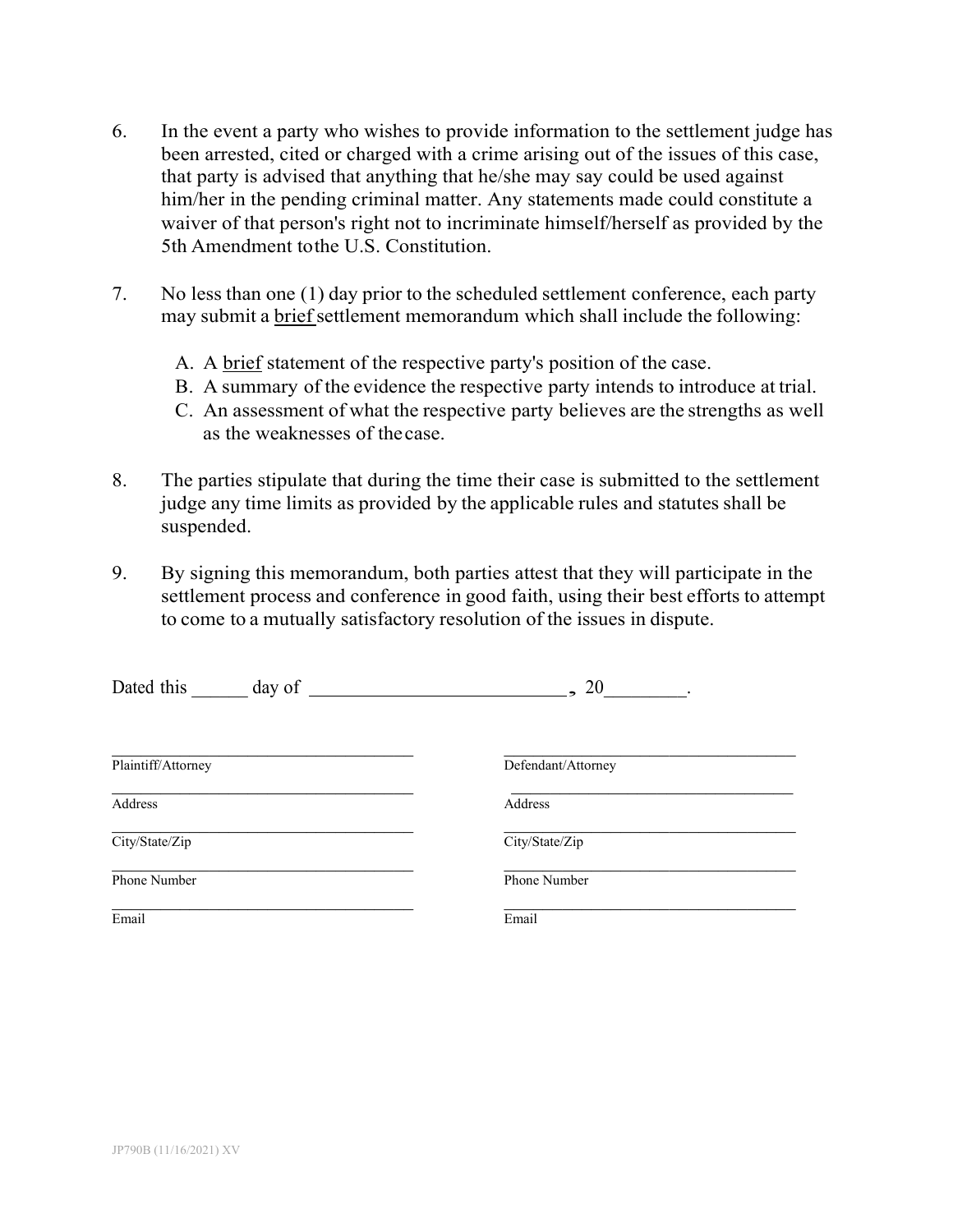6. In the event a party who wishes to provide information to the settlement judge has been arrested, cited or charged with a crime arising out of the issues of this case, that party is advised that anything that he/she may say could be used against him/her in the pending criminal matter. Any statements made could constitute a waiver of that person's right not to incriminate himself/herself as provided by the 5th Amendment to the U.S. Constitution.

7. No less than one (1) day prior to the scheduled settlement conference, each party may submit a <u>brief</u> settlement memorandum which shall include the following:

   A. A <u>brief</u> statement of the respective party's position of the case.
   B. A summary of the evidence the respective party intends to introduce at trial.
   C. An assessment of what the respective party believes are the strengths as well as the weaknesses of the case.

8. The parties stipulate that during the time their case is submitted to the settlement judge any time limits as provided by the applicable rules and statutes shall be suspended.

9. By signing this memorandum, both parties attest that they will participate in the settlement process and conference in good faith, using their best efforts to attempt to come to a mutually satisfactory resolution of the issues in dispute.

Dated this ______ day of ___________________________, 20________.

| | |
|---|---|
| ______________________________ | ______________________________ |
| Plaintiff/Attorney | Defendant/Attorney |
| ______________________________ | ______________________________ |
| Address | Address |
| ______________________________ | ______________________________ |
| City/State/Zip | City/State/Zip |
| ______________________________ | ______________________________ |
| Phone Number | Phone Number |
| ______________________________ | ______________________________ |
| Email | Email |

JP790B (11/16/2021) XV